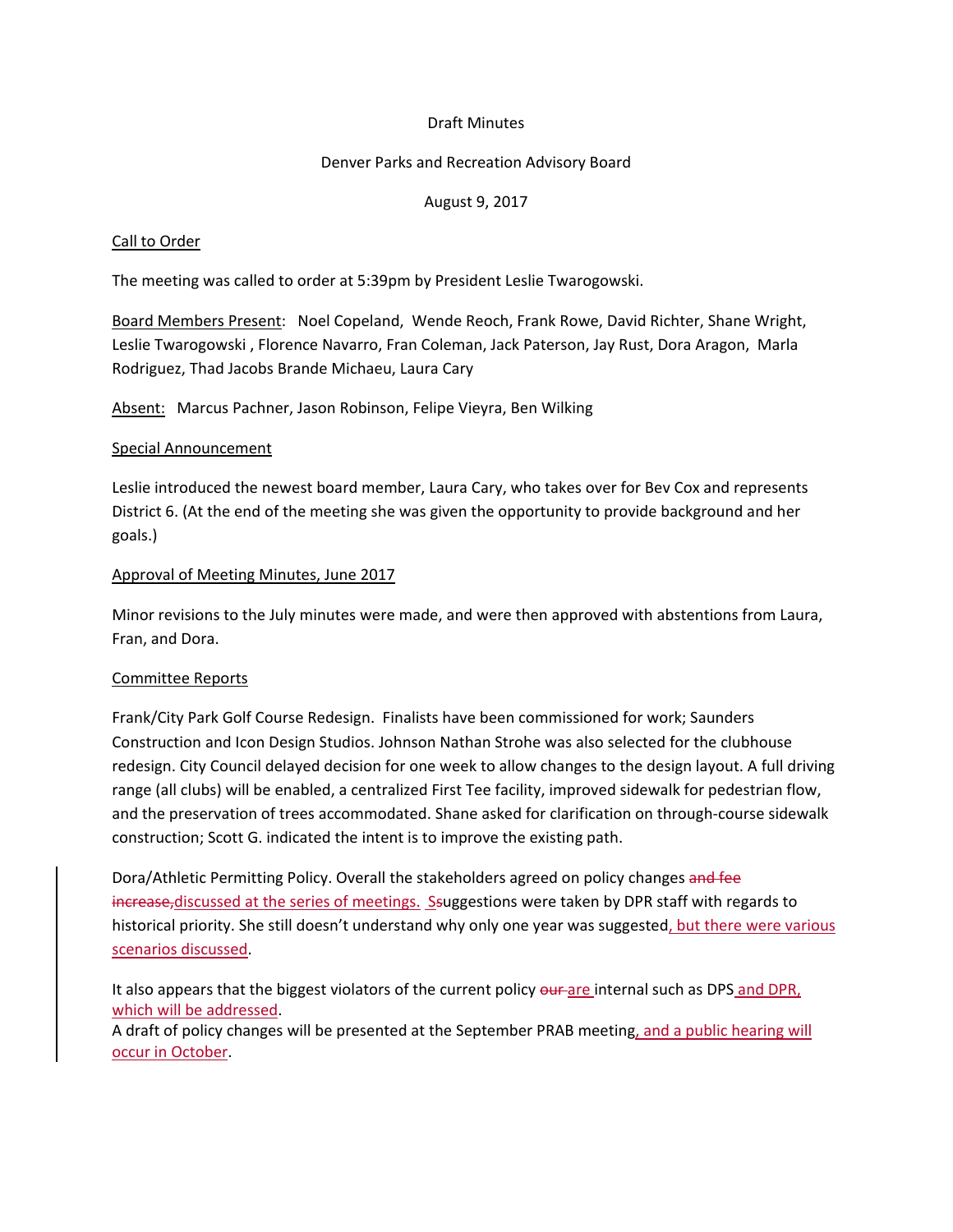Draft Minutes

Denver Parks and Recreation Advisory Board

August 9, 2017

Call to Order

The meeting was called to order at 5:39pm by President Leslie Twarogowski.

Board Members Present: Noel Copeland, Wende Reoch, Frank Rowe, David Richter, Shane Wright, Leslie Twarogowski , Florence Navarro, Fran Coleman, Jack Paterson, Jay Rust, Dora Aragon, Marla Rodriguez, Thad Jacobs Brande Michaeu, Laura Cary

Absent: Marcus Pachner, Jason Robinson, Felipe Vieyra, Ben Wilking

Special Announcement

Leslie introduced the newest board member, Laura Cary, who takes over for Bev Cox and represents District 6. (At the end of the meeting she was given the opportunity to provide background and her goals.)

Approval of Meeting Minutes, June 2017

Minor revisions to the July minutes were made, and were then approved with abstentions from Laura, Fran, and Dora.

Committee Reports

Frank/City Park Golf Course Redesign. Finalists have been commissioned for work; Saunders Construction and Icon Design Studios. Johnson Nathan Strohe was also selected for the clubhouse redesign. City Council delayed decision for one week to allow changes to the design layout. A full driving range (all clubs) will be enabled, a centralized First Tee facility, improved sidewalk for pedestrian flow, and the preservation of trees accommodated. Shane asked for clarification on through-course sidewalk construction; Scott G. indicated the intent is to improve the existing path.

Dora/Athletic Permitting Policy. Overall the stakeholders agreed on policy changes ~~and fee increase,~~discussed at the series of meetings. S~~s~~uggestions were taken by DPR staff with regards to historical priority. She still doesn't understand why only one year was suggested, but there were various scenarios discussed.

It also appears that the biggest violators of the current policy ~~our~~ are internal such as DPS and DPR, which will be addressed.
A draft of policy changes will be presented at the September PRAB meeting, and a public hearing will occur in October.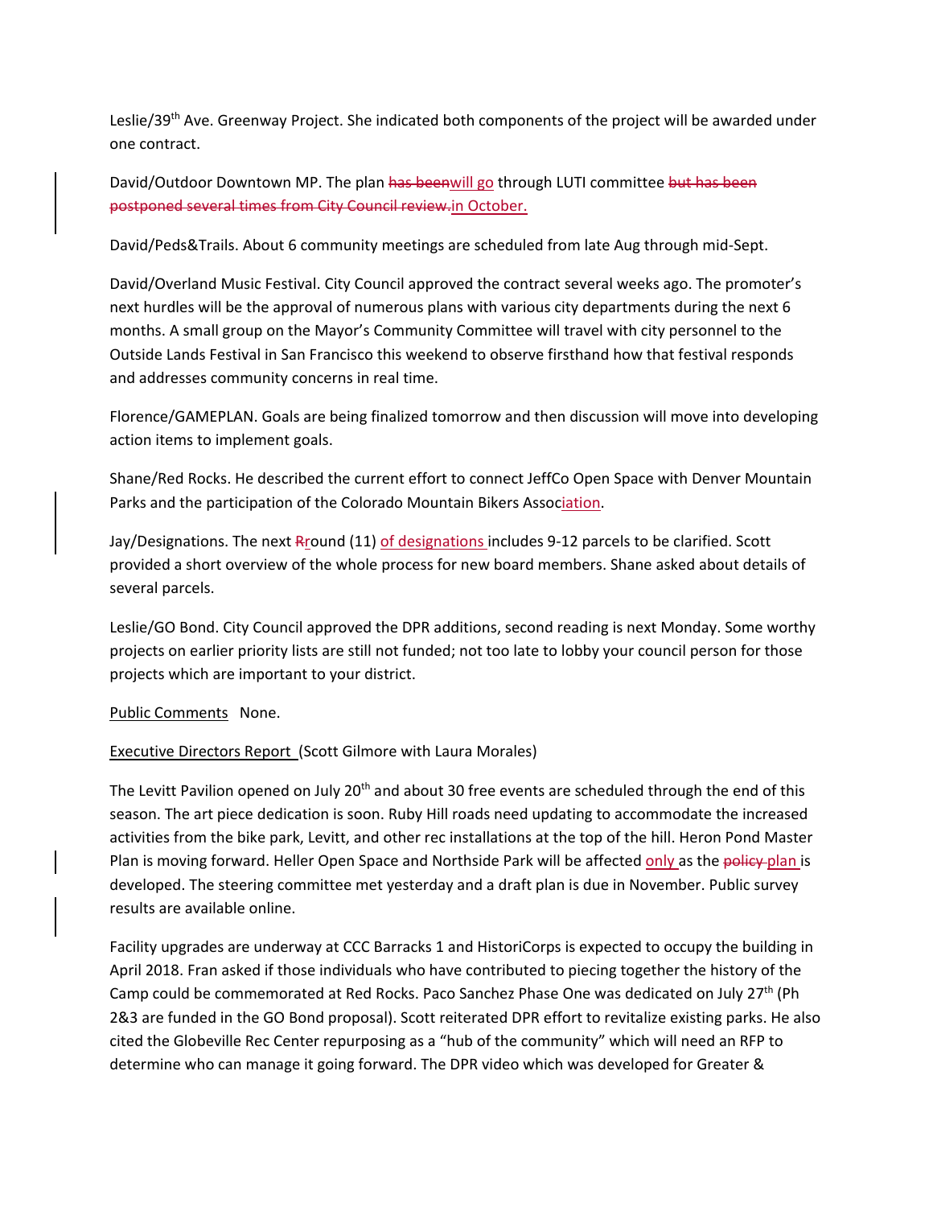Leslie/39th Ave. Greenway Project. She indicated both components of the project will be awarded under one contract.

David/Outdoor Downtown MP. The plan ~~has been~~will go through LUTI committee ~~but has been postponed several times from City Council review.~~in October.

David/Peds&Trails. About 6 community meetings are scheduled from late Aug through mid-Sept.

David/Overland Music Festival. City Council approved the contract several weeks ago. The promoter's next hurdles will be the approval of numerous plans with various city departments during the next 6 months. A small group on the Mayor's Community Committee will travel with city personnel to the Outside Lands Festival in San Francisco this weekend to observe firsthand how that festival responds and addresses community concerns in real time.

Florence/GAMEPLAN. Goals are being finalized tomorrow and then discussion will move into developing action items to implement goals.

Shane/Red Rocks. He described the current effort to connect JeffCo Open Space with Denver Mountain Parks and the participation of the Colorado Mountain Bikers Association.

Jay/Designations. The next ~~R~~round (11) of designations includes 9-12 parcels to be clarified. Scott provided a short overview of the whole process for new board members. Shane asked about details of several parcels.

Leslie/GO Bond. City Council approved the DPR additions, second reading is next Monday. Some worthy projects on earlier priority lists are still not funded; not too late to lobby your council person for those projects which are important to your district.

Public Comments None.

Executive Directors Report (Scott Gilmore with Laura Morales)

The Levitt Pavilion opened on July 20th and about 30 free events are scheduled through the end of this season. The art piece dedication is soon. Ruby Hill roads need updating to accommodate the increased activities from the bike park, Levitt, and other rec installations at the top of the hill. Heron Pond Master Plan is moving forward. Heller Open Space and Northside Park will be affected only as the ~~policy~~ plan is developed. The steering committee met yesterday and a draft plan is due in November. Public survey results are available online.

Facility upgrades are underway at CCC Barracks 1 and HistoriCorps is expected to occupy the building in April 2018. Fran asked if those individuals who have contributed to piecing together the history of the Camp could be commemorated at Red Rocks. Paco Sanchez Phase One was dedicated on July 27th (Ph 2&3 are funded in the GO Bond proposal). Scott reiterated DPR effort to revitalize existing parks. He also cited the Globeville Rec Center repurposing as a "hub of the community" which will need an RFP to determine who can manage it going forward. The DPR video which was developed for Greater &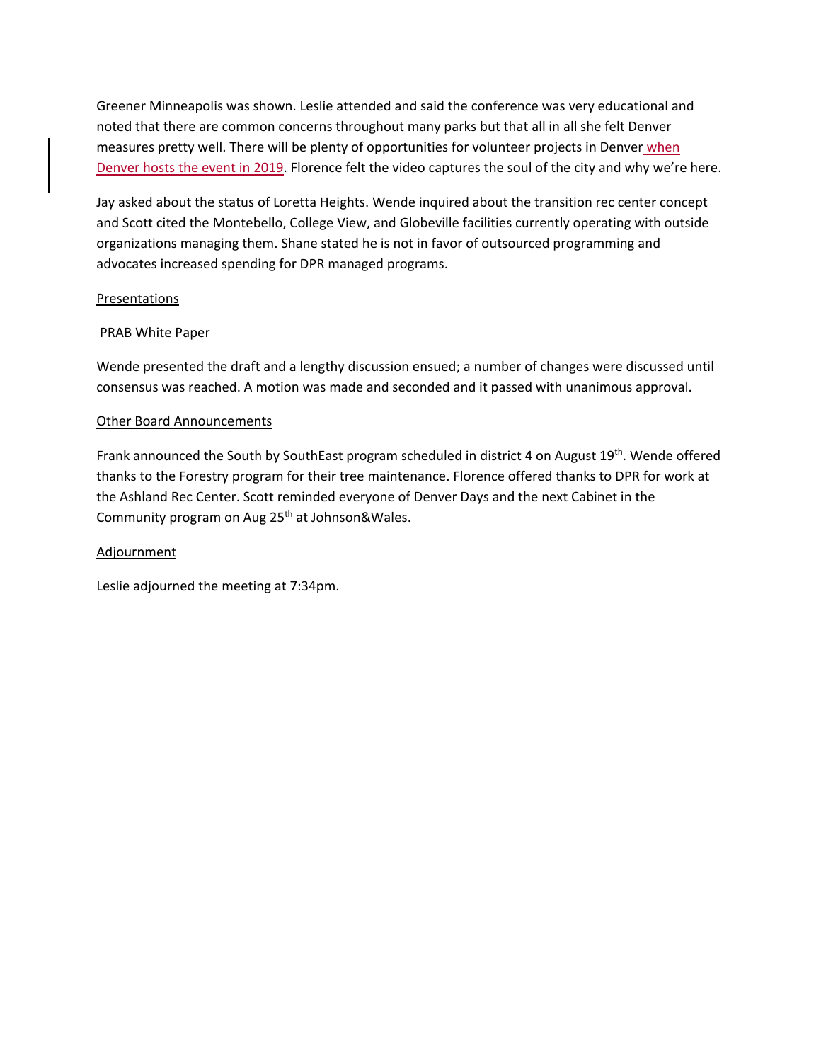Greener Minneapolis was shown. Leslie attended and said the conference was very educational and noted that there are common concerns throughout many parks but that all in all she felt Denver measures pretty well. There will be plenty of opportunities for volunteer projects in Denver when Denver hosts the event in 2019. Florence felt the video captures the soul of the city and why we're here.

Jay asked about the status of Loretta Heights. Wende inquired about the transition rec center concept and Scott cited the Montebello, College View, and Globeville facilities currently operating with outside organizations managing them. Shane stated he is not in favor of outsourced programming and advocates increased spending for DPR managed programs.

Presentations

PRAB White Paper

Wende presented the draft and a lengthy discussion ensued; a number of changes were discussed until consensus was reached. A motion was made and seconded and it passed with unanimous approval.

Other Board Announcements

Frank announced the South by SouthEast program scheduled in district 4 on August 19th. Wende offered thanks to the Forestry program for their tree maintenance. Florence offered thanks to DPR for work at the Ashland Rec Center. Scott reminded everyone of Denver Days and the next Cabinet in the Community program on Aug 25th at Johnson&Wales.

Adjournment

Leslie adjourned the meeting at 7:34pm.